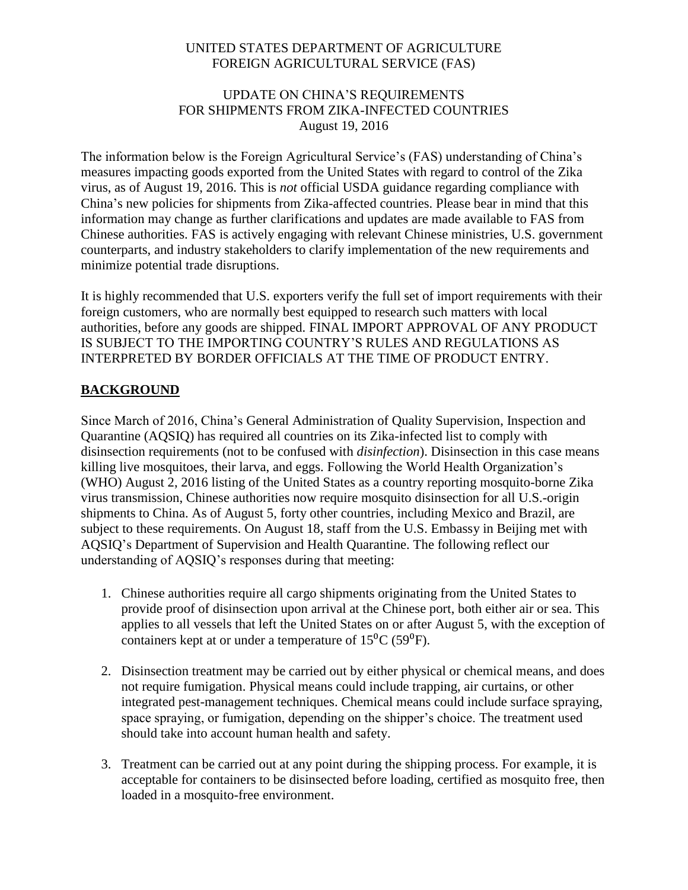UNITED STATES DEPARTMENT OF AGRICULTURE
FOREIGN AGRICULTURAL SERVICE (FAS)

# UPDATE ON CHINA'S REQUIREMENTS FOR SHIPMENTS FROM ZIKA-INFECTED COUNTRIES

August 19, 2016

The information below is the Foreign Agricultural Service's (FAS) understanding of China's measures impacting goods exported from the United States with regard to control of the Zika virus, as of August 19, 2016. This is *not* official USDA guidance regarding compliance with China's new policies for shipments from Zika-affected countries. Please bear in mind that this information may change as further clarifications and updates are made available to FAS from Chinese authorities. FAS is actively engaging with relevant Chinese ministries, U.S. government counterparts, and industry stakeholders to clarify implementation of the new requirements and minimize potential trade disruptions.

It is highly recommended that U.S. exporters verify the full set of import requirements with their foreign customers, who are normally best equipped to research such matters with local authorities, before any goods are shipped. FINAL IMPORT APPROVAL OF ANY PRODUCT IS SUBJECT TO THE IMPORTING COUNTRY'S RULES AND REGULATIONS AS INTERPRETED BY BORDER OFFICIALS AT THE TIME OF PRODUCT ENTRY.

## BACKGROUND

Since March of 2016, China's General Administration of Quality Supervision, Inspection and Quarantine (AQSIQ) has required all countries on its Zika-infected list to comply with disinsection requirements (not to be confused with *disinfection*). Disinsection in this case means killing live mosquitoes, their larva, and eggs. Following the World Health Organization's (WHO) August 2, 2016 listing of the United States as a country reporting mosquito-borne Zika virus transmission, Chinese authorities now require mosquito disinsection for all U.S.-origin shipments to China. As of August 5, forty other countries, including Mexico and Brazil, are subject to these requirements. On August 18, staff from the U.S. Embassy in Beijing met with AQSIQ's Department of Supervision and Health Quarantine. The following reflect our understanding of AQSIQ's responses during that meeting:

1. Chinese authorities require all cargo shipments originating from the United States to provide proof of disinsection upon arrival at the Chinese port, both either air or sea. This applies to all vessels that left the United States on or after August 5, with the exception of containers kept at or under a temperature of 15°C (59°F).
2. Disinsection treatment may be carried out by either physical or chemical means, and does not require fumigation. Physical means could include trapping, air curtains, or other integrated pest-management techniques. Chemical means could include surface spraying, space spraying, or fumigation, depending on the shipper's choice. The treatment used should take into account human health and safety.
3. Treatment can be carried out at any point during the shipping process. For example, it is acceptable for containers to be disinsected before loading, certified as mosquito free, then loaded in a mosquito-free environment.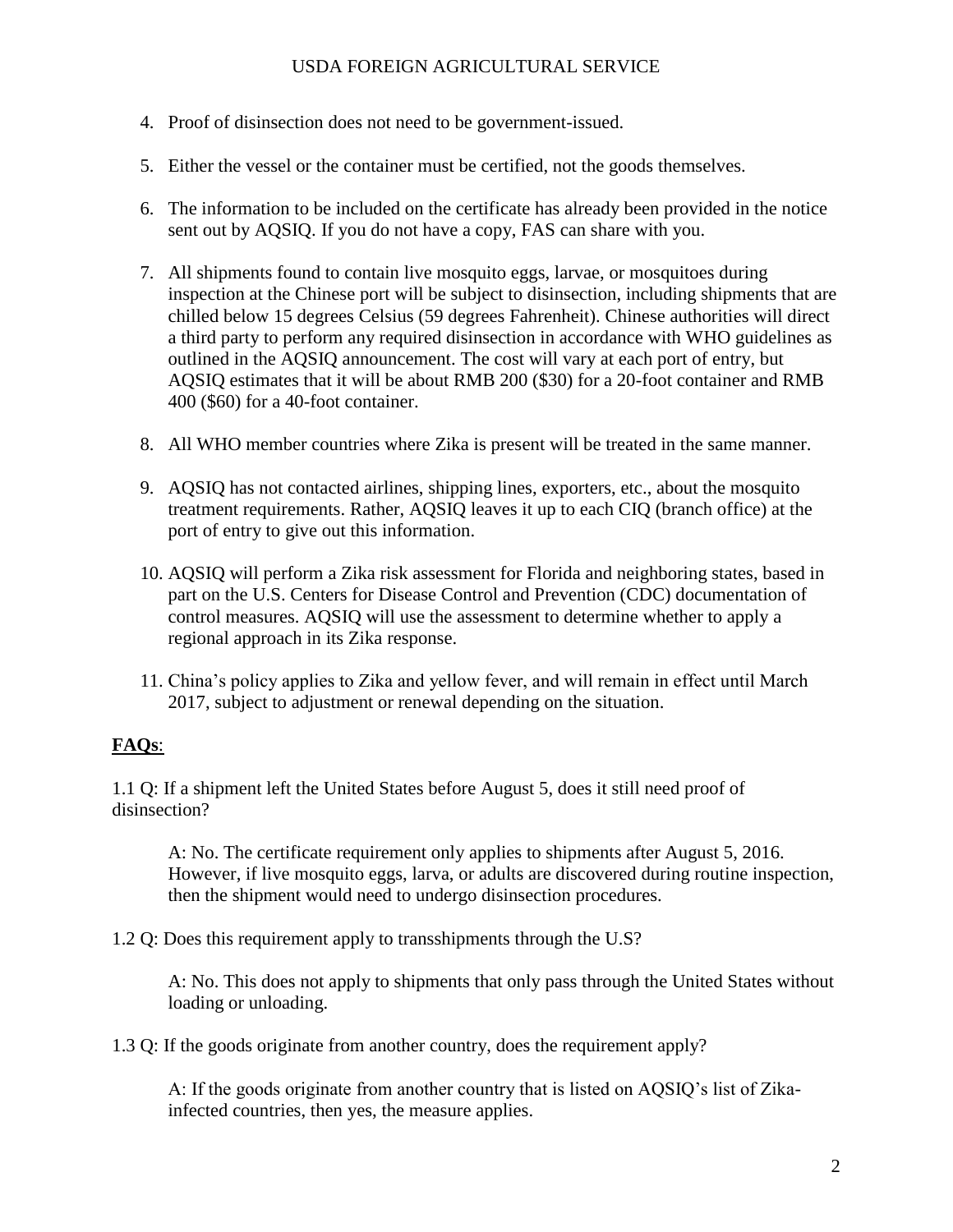4. Proof of disinsection does not need to be government-issued.

5. Either the vessel or the container must be certified, not the goods themselves.

6. The information to be included on the certificate has already been provided in the notice sent out by AQSIQ. If you do not have a copy, FAS can share with you.

7. All shipments found to contain live mosquito eggs, larvae, or mosquitoes during inspection at the Chinese port will be subject to disinsection, including shipments that are chilled below 15 degrees Celsius (59 degrees Fahrenheit). Chinese authorities will direct a third party to perform any required disinsection in accordance with WHO guidelines as outlined in the AQSIQ announcement. The cost will vary at each port of entry, but AQSIQ estimates that it will be about RMB 200 ($30) for a 20-foot container and RMB 400 ($60) for a 40-foot container.

8. All WHO member countries where Zika is present will be treated in the same manner.

9. AQSIQ has not contacted airlines, shipping lines, exporters, etc., about the mosquito treatment requirements. Rather, AQSIQ leaves it up to each CIQ (branch office) at the port of entry to give out this information.

10. AQSIQ will perform a Zika risk assessment for Florida and neighboring states, based in part on the U.S. Centers for Disease Control and Prevention (CDC) documentation of control measures. AQSIQ will use the assessment to determine whether to apply a regional approach in its Zika response.

11. China's policy applies to Zika and yellow fever, and will remain in effect until March 2017, subject to adjustment or renewal depending on the situation.

## **FAQs**:

1.1 Q: If a shipment left the United States before August 5, does it still need proof of disinsection?

> A: No. The certificate requirement only applies to shipments after August 5, 2016. However, if live mosquito eggs, larva, or adults are discovered during routine inspection, then the shipment would need to undergo disinsection procedures.

1.2 Q: Does this requirement apply to transshipments through the U.S?

> A: No. This does not apply to shipments that only pass through the United States without loading or unloading.

1.3 Q: If the goods originate from another country, does the requirement apply?

> A: If the goods originate from another country that is listed on AQSIQ's list of Zika-infected countries, then yes, the measure applies.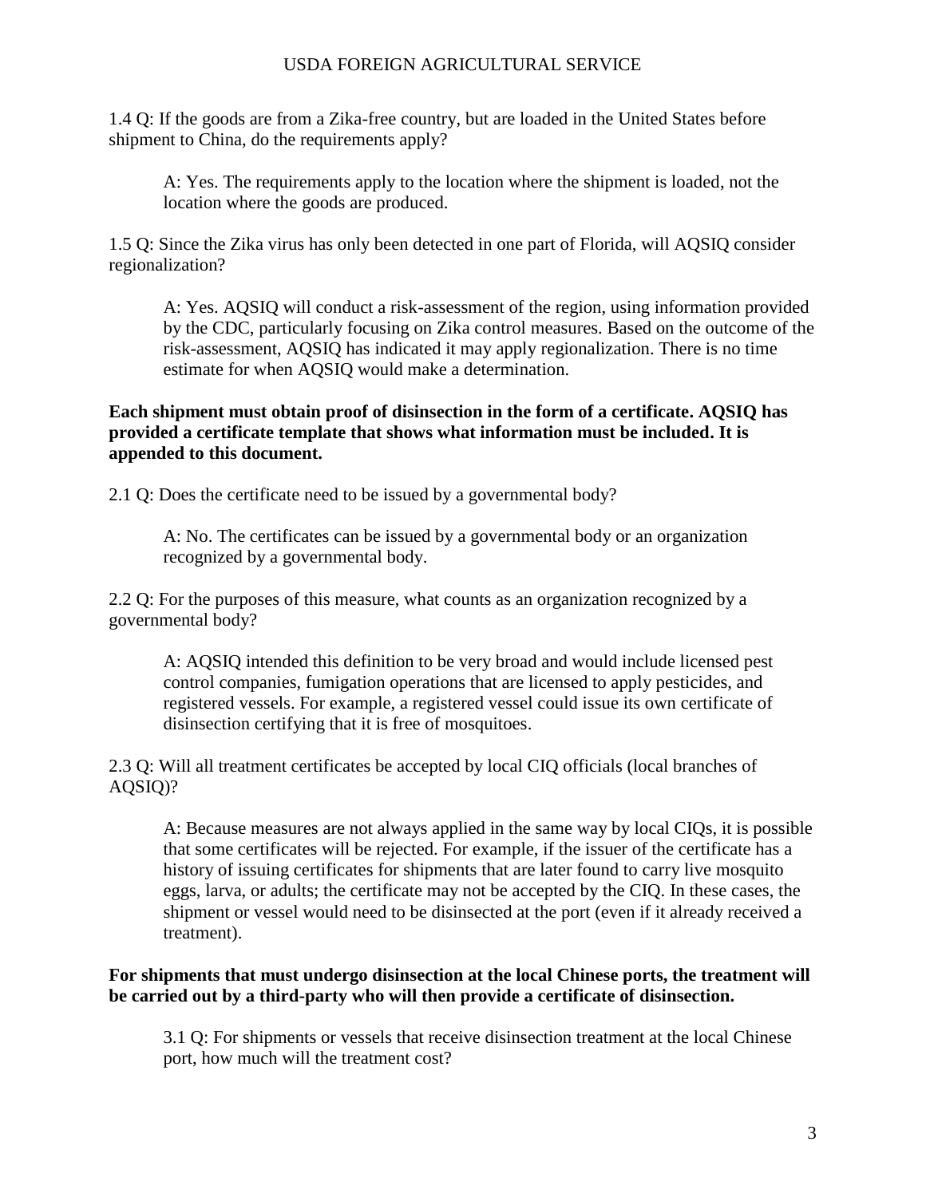1.4 Q: If the goods are from a Zika-free country, but are loaded in the United States before shipment to China, do the requirements apply?

> A: Yes. The requirements apply to the location where the shipment is loaded, not the location where the goods are produced.

1.5 Q: Since the Zika virus has only been detected in one part of Florida, will AQSIQ consider regionalization?

> A: Yes. AQSIQ will conduct a risk-assessment of the region, using information provided by the CDC, particularly focusing on Zika control measures. Based on the outcome of the risk-assessment, AQSIQ has indicated it may apply regionalization. There is no time estimate for when AQSIQ would make a determination.

**Each shipment must obtain proof of disinsection in the form of a certificate. AQSIQ has provided a certificate template that shows what information must be included. It is appended to this document.**

2.1 Q: Does the certificate need to be issued by a governmental body?

> A: No. The certificates can be issued by a governmental body or an organization recognized by a governmental body.

2.2 Q: For the purposes of this measure, what counts as an organization recognized by a governmental body?

> A: AQSIQ intended this definition to be very broad and would include licensed pest control companies, fumigation operations that are licensed to apply pesticides, and registered vessels. For example, a registered vessel could issue its own certificate of disinsection certifying that it is free of mosquitoes.

2.3 Q: Will all treatment certificates be accepted by local CIQ officials (local branches of AQSIQ)?

> A: Because measures are not always applied in the same way by local CIQs, it is possible that some certificates will be rejected. For example, if the issuer of the certificate has a history of issuing certificates for shipments that are later found to carry live mosquito eggs, larva, or adults; the certificate may not be accepted by the CIQ. In these cases, the shipment or vessel would need to be disinsected at the port (even if it already received a treatment).

**For shipments that must undergo disinsection at the local Chinese ports, the treatment will be carried out by a third-party who will then provide a certificate of disinsection.**

> 3.1 Q: For shipments or vessels that receive disinsection treatment at the local Chinese port, how much will the treatment cost?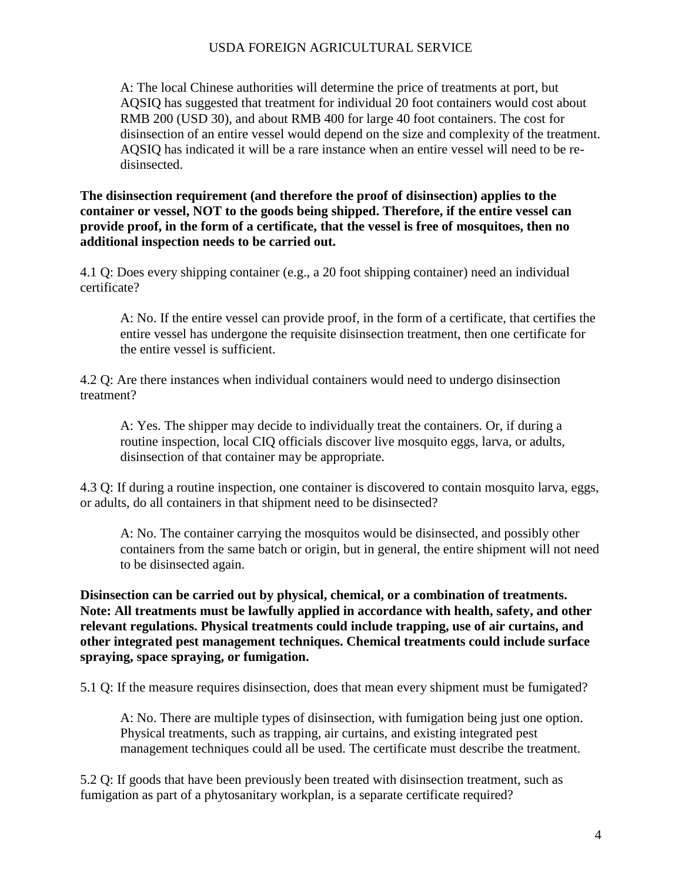A: The local Chinese authorities will determine the price of treatments at port, but AQSIQ has suggested that treatment for individual 20 foot containers would cost about RMB 200 (USD 30), and about RMB 400 for large 40 foot containers. The cost for disinsection of an entire vessel would depend on the size and complexity of the treatment. AQSIQ has indicated it will be a rare instance when an entire vessel will need to be re-disinsected.

**The disinsection requirement (and therefore the proof of disinsection) applies to the container or vessel, NOT to the goods being shipped. Therefore, if the entire vessel can provide proof, in the form of a certificate, that the vessel is free of mosquitoes, then no additional inspection needs to be carried out.**

4.1 Q: Does every shipping container (e.g., a 20 foot shipping container) need an individual certificate?

A: No. If the entire vessel can provide proof, in the form of a certificate, that certifies the entire vessel has undergone the requisite disinsection treatment, then one certificate for the entire vessel is sufficient.

4.2 Q: Are there instances when individual containers would need to undergo disinsection treatment?

A: Yes. The shipper may decide to individually treat the containers. Or, if during a routine inspection, local CIQ officials discover live mosquito eggs, larva, or adults, disinsection of that container may be appropriate.

4.3 Q: If during a routine inspection, one container is discovered to contain mosquito larva, eggs, or adults, do all containers in that shipment need to be disinsected?

A: No. The container carrying the mosquitos would be disinsected, and possibly other containers from the same batch or origin, but in general, the entire shipment will not need to be disinsected again.

**Disinsection can be carried out by physical, chemical, or a combination of treatments. Note: All treatments must be lawfully applied in accordance with health, safety, and other relevant regulations. Physical treatments could include trapping, use of air curtains, and other integrated pest management techniques. Chemical treatments could include surface spraying, space spraying, or fumigation.**

5.1 Q: If the measure requires disinsection, does that mean every shipment must be fumigated?

A: No. There are multiple types of disinsection, with fumigation being just one option. Physical treatments, such as trapping, air curtains, and existing integrated pest management techniques could all be used. The certificate must describe the treatment.

5.2 Q: If goods that have been previously been treated with disinsection treatment, such as fumigation as part of a phytosanitary workplan, is a separate certificate required?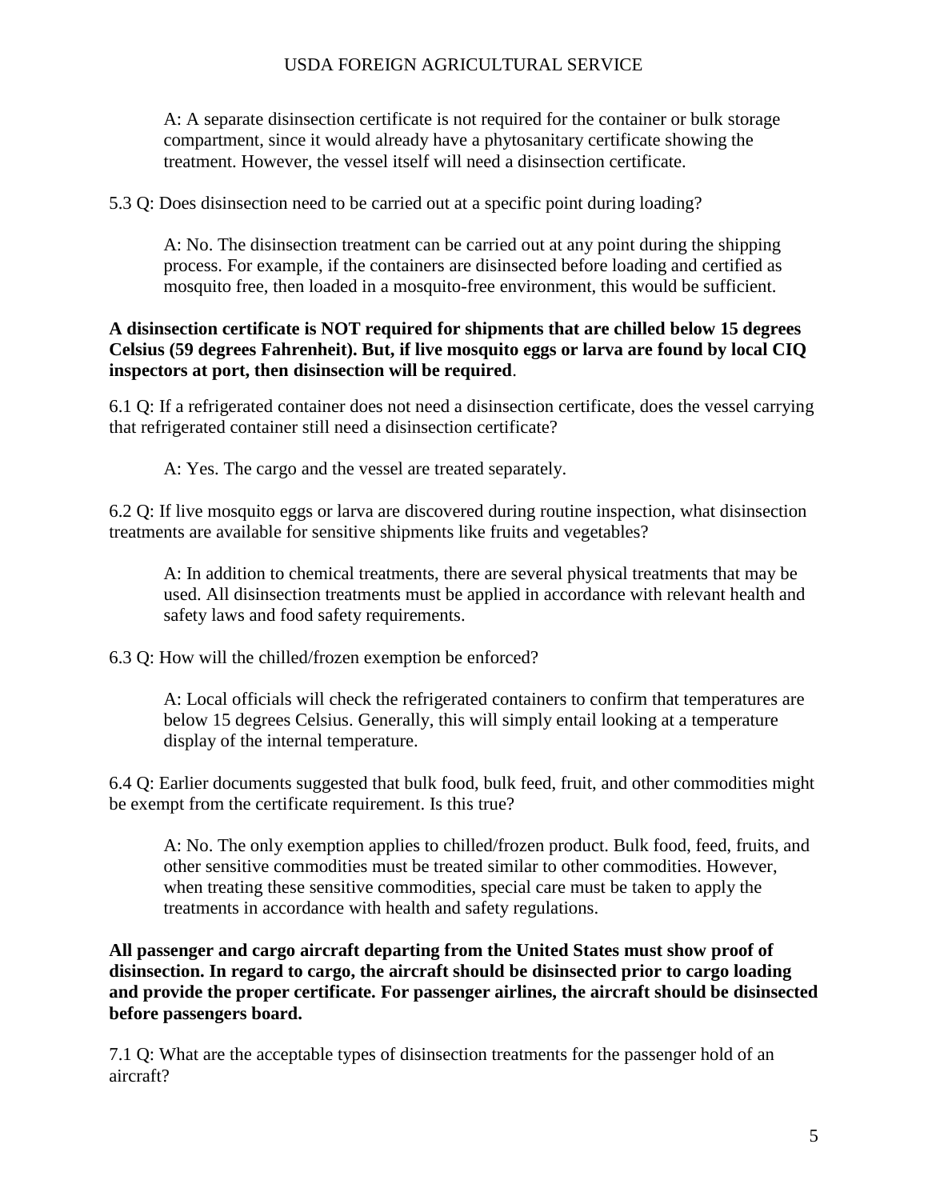A: A separate disinsection certificate is not required for the container or bulk storage compartment, since it would already have a phytosanitary certificate showing the treatment. However, the vessel itself will need a disinsection certificate.

5.3 Q: Does disinsection need to be carried out at a specific point during loading?

A: No. The disinsection treatment can be carried out at any point during the shipping process. For example, if the containers are disinsected before loading and certified as mosquito free, then loaded in a mosquito-free environment, this would be sufficient.

**A disinsection certificate is NOT required for shipments that are chilled below 15 degrees Celsius (59 degrees Fahrenheit). But, if live mosquito eggs or larva are found by local CIQ inspectors at port, then disinsection will be required**.

6.1 Q: If a refrigerated container does not need a disinsection certificate, does the vessel carrying that refrigerated container still need a disinsection certificate?

A: Yes. The cargo and the vessel are treated separately.

6.2 Q: If live mosquito eggs or larva are discovered during routine inspection, what disinsection treatments are available for sensitive shipments like fruits and vegetables?

A: In addition to chemical treatments, there are several physical treatments that may be used. All disinsection treatments must be applied in accordance with relevant health and safety laws and food safety requirements.

6.3 Q: How will the chilled/frozen exemption be enforced?

A: Local officials will check the refrigerated containers to confirm that temperatures are below 15 degrees Celsius. Generally, this will simply entail looking at a temperature display of the internal temperature.

6.4 Q: Earlier documents suggested that bulk food, bulk feed, fruit, and other commodities might be exempt from the certificate requirement. Is this true?

A: No. The only exemption applies to chilled/frozen product. Bulk food, feed, fruits, and other sensitive commodities must be treated similar to other commodities. However, when treating these sensitive commodities, special care must be taken to apply the treatments in accordance with health and safety regulations.

**All passenger and cargo aircraft departing from the United States must show proof of disinsection. In regard to cargo, the aircraft should be disinsected prior to cargo loading and provide the proper certificate. For passenger airlines, the aircraft should be disinsected before passengers board.**

7.1 Q: What are the acceptable types of disinsection treatments for the passenger hold of an aircraft?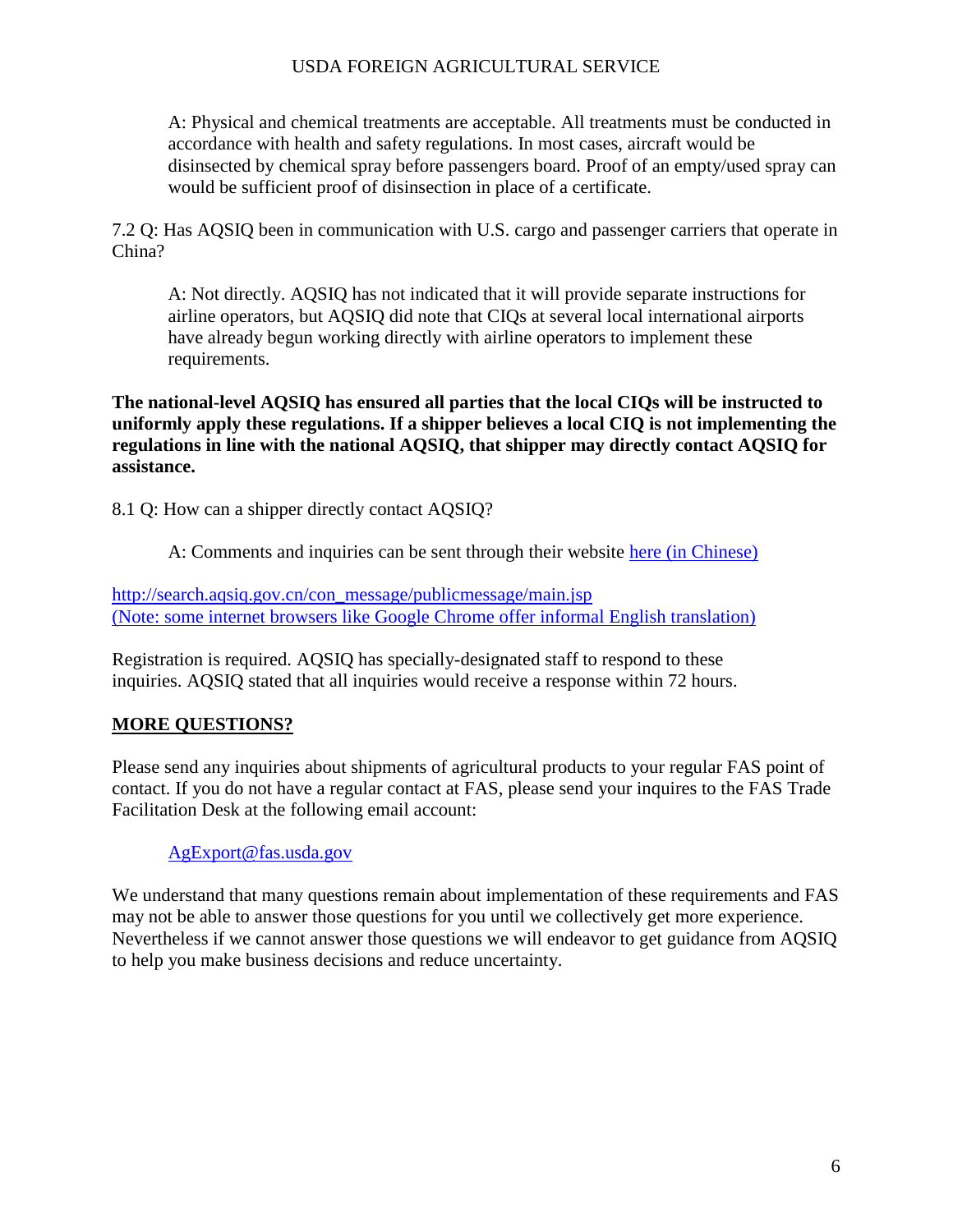A: Physical and chemical treatments are acceptable. All treatments must be conducted in accordance with health and safety regulations. In most cases, aircraft would be disinsected by chemical spray before passengers board. Proof of an empty/used spray can would be sufficient proof of disinsection in place of a certificate.

7.2 Q: Has AQSIQ been in communication with U.S. cargo and passenger carriers that operate in China?

A: Not directly. AQSIQ has not indicated that it will provide separate instructions for airline operators, but AQSIQ did note that CIQs at several local international airports have already begun working directly with airline operators to implement these requirements.

**The national-level AQSIQ has ensured all parties that the local CIQs will be instructed to uniformly apply these regulations. If a shipper believes a local CIQ is not implementing the regulations in line with the national AQSIQ, that shipper may directly contact AQSIQ for assistance.**

8.1 Q: How can a shipper directly contact AQSIQ?

A: Comments and inquiries can be sent through their website here (in Chinese)

http://search.aqsiq.gov.cn/con_message/publicmessage/main.jsp
(Note: some internet browsers like Google Chrome offer informal English translation)

Registration is required. AQSIQ has specially-designated staff to respond to these inquiries. AQSIQ stated that all inquiries would receive a response within 72 hours.

## MORE QUESTIONS?

Please send any inquiries about shipments of agricultural products to your regular FAS point of contact. If you do not have a regular contact at FAS, please send your inquires to the FAS Trade Facilitation Desk at the following email account:

AgExport@fas.usda.gov

We understand that many questions remain about implementation of these requirements and FAS may not be able to answer those questions for you until we collectively get more experience. Nevertheless if we cannot answer those questions we will endeavor to get guidance from AQSIQ to help you make business decisions and reduce uncertainty.